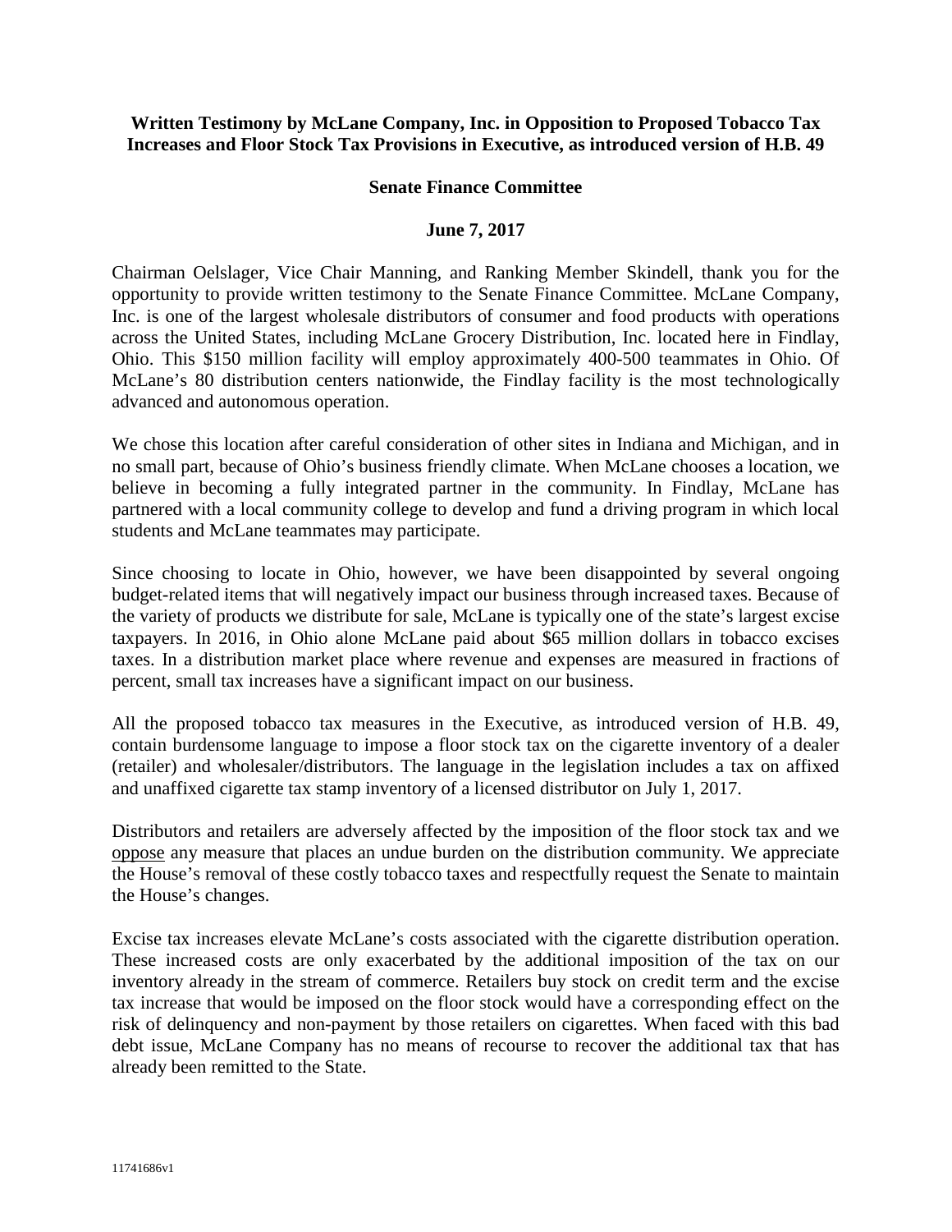**Written Testimony by McLane Company, Inc. in Opposition to Proposed Tobacco Tax Increases and Floor Stock Tax Provisions in Executive, as introduced version of H.B. 49**

**Senate Finance Committee**

**June 7, 2017**

Chairman Oelslager, Vice Chair Manning, and Ranking Member Skindell, thank you for the opportunity to provide written testimony to the Senate Finance Committee. McLane Company, Inc. is one of the largest wholesale distributors of consumer and food products with operations across the United States, including McLane Grocery Distribution, Inc. located here in Findlay, Ohio. This $150 million facility will employ approximately 400-500 teammates in Ohio. Of McLane's 80 distribution centers nationwide, the Findlay facility is the most technologically advanced and autonomous operation.

We chose this location after careful consideration of other sites in Indiana and Michigan, and in no small part, because of Ohio's business friendly climate. When McLane chooses a location, we believe in becoming a fully integrated partner in the community. In Findlay, McLane has partnered with a local community college to develop and fund a driving program in which local students and McLane teammates may participate.

Since choosing to locate in Ohio, however, we have been disappointed by several ongoing budget-related items that will negatively impact our business through increased taxes. Because of the variety of products we distribute for sale, McLane is typically one of the state's largest excise taxpayers. In 2016, in Ohio alone McLane paid about $65 million dollars in tobacco excises taxes. In a distribution market place where revenue and expenses are measured in fractions of percent, small tax increases have a significant impact on our business.

All the proposed tobacco tax measures in the Executive, as introduced version of H.B. 49, contain burdensome language to impose a floor stock tax on the cigarette inventory of a dealer (retailer) and wholesaler/distributors. The language in the legislation includes a tax on affixed and unaffixed cigarette tax stamp inventory of a licensed distributor on July 1, 2017.

Distributors and retailers are adversely affected by the imposition of the floor stock tax and we oppose any measure that places an undue burden on the distribution community. We appreciate the House's removal of these costly tobacco taxes and respectfully request the Senate to maintain the House's changes.

Excise tax increases elevate McLane's costs associated with the cigarette distribution operation. These increased costs are only exacerbated by the additional imposition of the tax on our inventory already in the stream of commerce. Retailers buy stock on credit term and the excise tax increase that would be imposed on the floor stock would have a corresponding effect on the risk of delinquency and non-payment by those retailers on cigarettes. When faced with this bad debt issue, McLane Company has no means of recourse to recover the additional tax that has already been remitted to the State.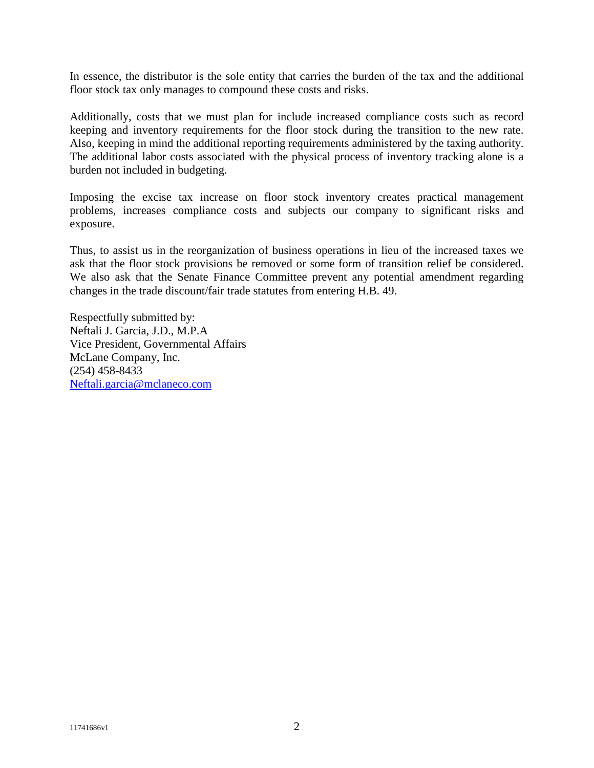In essence, the distributor is the sole entity that carries the burden of the tax and the additional floor stock tax only manages to compound these costs and risks.

Additionally, costs that we must plan for include increased compliance costs such as record keeping and inventory requirements for the floor stock during the transition to the new rate. Also, keeping in mind the additional reporting requirements administered by the taxing authority. The additional labor costs associated with the physical process of inventory tracking alone is a burden not included in budgeting.

Imposing the excise tax increase on floor stock inventory creates practical management problems, increases compliance costs and subjects our company to significant risks and exposure.

Thus, to assist us in the reorganization of business operations in lieu of the increased taxes we ask that the floor stock provisions be removed or some form of transition relief be considered. We also ask that the Senate Finance Committee prevent any potential amendment regarding changes in the trade discount/fair trade statutes from entering H.B. 49.

Respectfully submitted by:
Neftali J. Garcia, J.D., M.P.A
Vice President, Governmental Affairs
McLane Company, Inc.
(254) 458-8433
Neftali.garcia@mclaneco.com

11741686v1